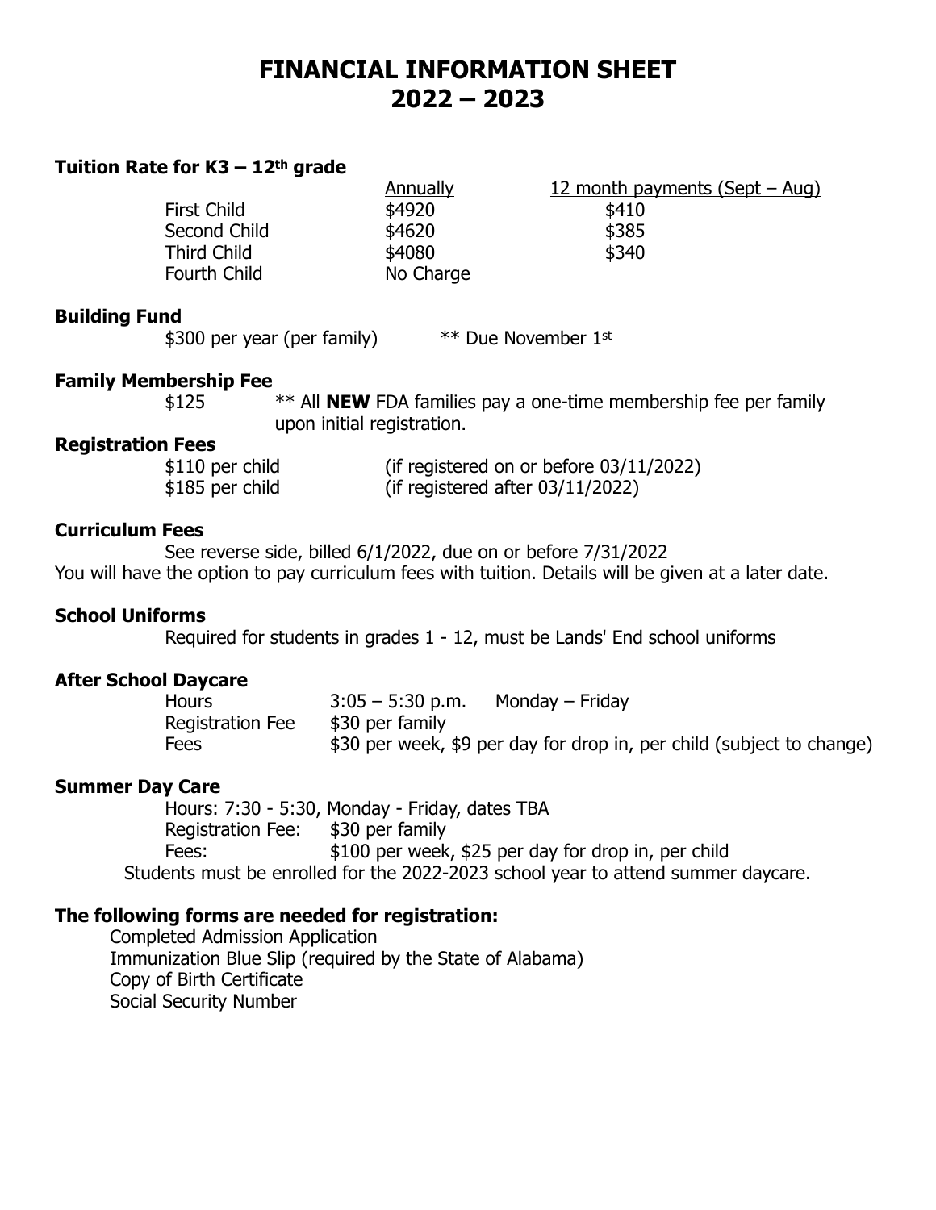# FINANCIAL INFORMATION SHEET
# 2022 – 2023

### Tuition Rate for K3 – 12th grade

| | Annually | 12 month payments (Sept – Aug) |
|---|---|---|
| First Child | $4920 | $410 |
| Second Child | $4620 | $385 |
| Third Child | $4080 | $340 |
| Fourth Child | No Charge | |

### Building Fund

$300 per year (per family) ** Due November 1st

### Family Membership Fee

$125 ** All **NEW** FDA families pay a one-time membership fee per family upon initial registration.

### Registration Fees

$110 per child (if registered on or before 03/11/2022)
$185 per child (if registered after 03/11/2022)

### Curriculum Fees

See reverse side, billed 6/1/2022, due on or before 7/31/2022
You will have the option to pay curriculum fees with tuition. Details will be given at a later date.

### School Uniforms

Required for students in grades 1 - 12, must be Lands' End school uniforms

### After School Daycare

| | |
|---|---|
| Hours | 3:05 – 5:30 p.m. Monday – Friday |
| Registration Fee | $30 per family |
| Fees | $30 per week, $9 per day for drop in, per child (subject to change) |

### Summer Day Care

Hours: 7:30 - 5:30, Monday - Friday, dates TBA
Registration Fee: $30 per family
Fees: $100 per week, $25 per day for drop in, per child
Students must be enrolled for the 2022-2023 school year to attend summer daycare.

### The following forms are needed for registration:

Completed Admission Application
Immunization Blue Slip (required by the State of Alabama)
Copy of Birth Certificate
Social Security Number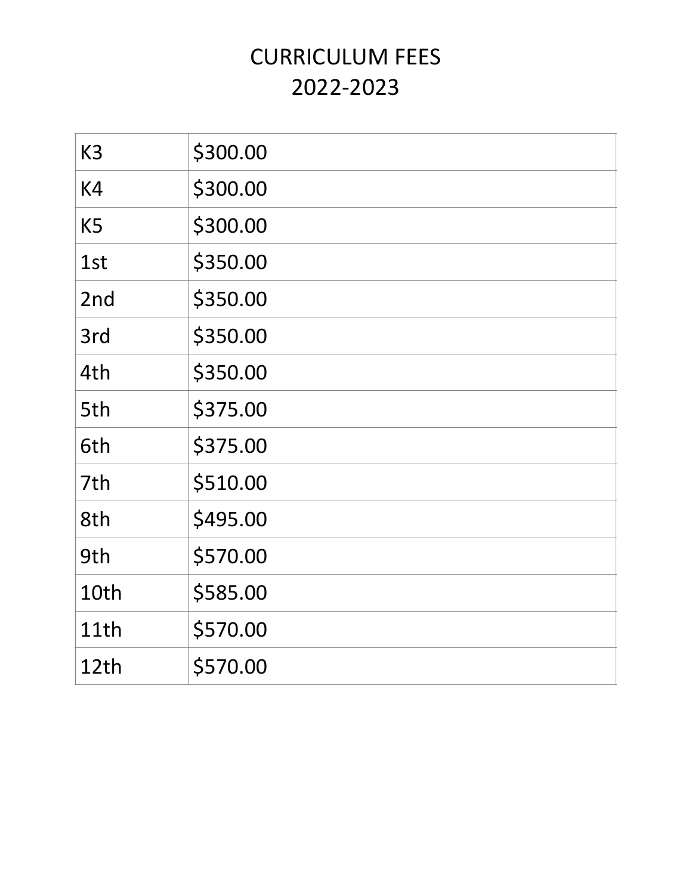# CURRICULUM FEES
# 2022-2023

| | |
|---|---|
| K3 | $300.00 |
| K4 | $300.00 |
| K5 | $300.00 |
| 1st | $350.00 |
| 2nd | $350.00 |
| 3rd | $350.00 |
| 4th | $350.00 |
| 5th | $375.00 |
| 6th | $375.00 |
| 7th | $510.00 |
| 8th | $495.00 |
| 9th | $570.00 |
| 10th | $585.00 |
| 11th | $570.00 |
| 12th | $570.00 |